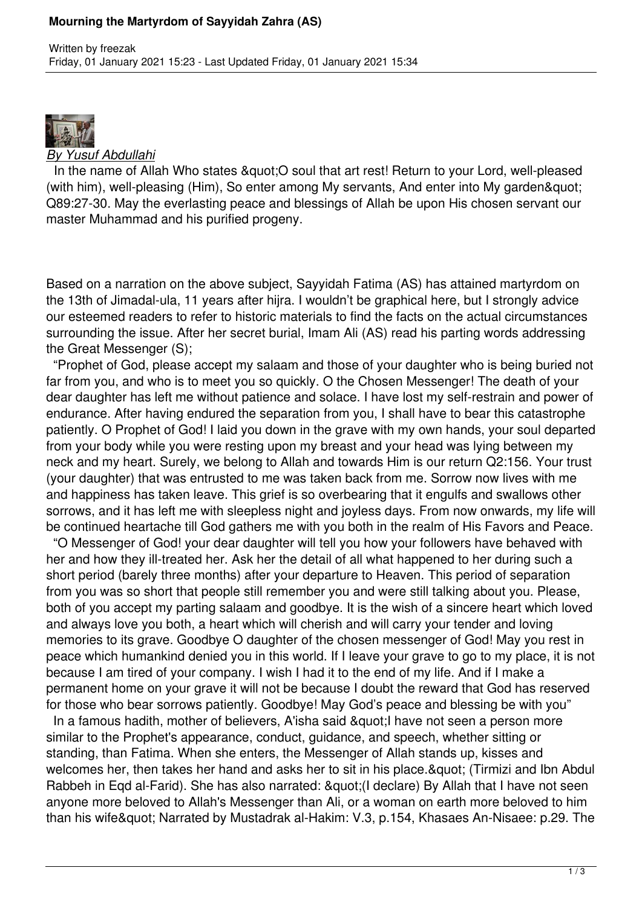# Mourning the Martyrdom of Sayyidah Zahra (AS)

Written by freezak
Friday, 01 January 2021 15:23 - Last Updated Friday, 01 January 2021 15:34

*By Yusuf Abdullahi*

In the name of Allah Who states &quot;O soul that art rest! Return to your Lord, well-pleased (with him), well-pleasing (Him), So enter among My servants, And enter into My garden&quot; Q89:27-30. May the everlasting peace and blessings of Allah be upon His chosen servant our master Muhammad and his purified progeny.

Based on a narration on the above subject, Sayyidah Fatima (AS) has attained martyrdom on the 13th of Jimadal-ula, 11 years after hijra. I wouldn't be graphical here, but I strongly advice our esteemed readers to refer to historic materials to find the facts on the actual circumstances surrounding the issue. After her secret burial, Imam Ali (AS) read his parting words addressing the Great Messenger (S);

"Prophet of God, please accept my salaam and those of your daughter who is being buried not far from you, and who is to meet you so quickly. O the Chosen Messenger! The death of your dear daughter has left me without patience and solace. I have lost my self-restrain and power of endurance. After having endured the separation from you, I shall have to bear this catastrophe patiently. O Prophet of God! I laid you down in the grave with my own hands, your soul departed from your body while you were resting upon my breast and your head was lying between my neck and my heart. Surely, we belong to Allah and towards Him is our return Q2:156. Your trust (your daughter) that was entrusted to me was taken back from me. Sorrow now lives with me and happiness has taken leave. This grief is so overbearing that it engulfs and swallows other sorrows, and it has left me with sleepless night and joyless days. From now onwards, my life will be continued heartache till God gathers me with you both in the realm of His Favors and Peace.

"O Messenger of God! your dear daughter will tell you how your followers have behaved with her and how they ill-treated her. Ask her the detail of all what happened to her during such a short period (barely three months) after your departure to Heaven. This period of separation from you was so short that people still remember you and were still talking about you. Please, both of you accept my parting salaam and goodbye. It is the wish of a sincere heart which loved and always love you both, a heart which will cherish and will carry your tender and loving memories to its grave. Goodbye O daughter of the chosen messenger of God! May you rest in peace which humankind denied you in this world. If I leave your grave to go to my place, it is not because I am tired of your company. I wish I had it to the end of my life. And if I make a permanent home on your grave it will not be because I doubt the reward that God has reserved for those who bear sorrows patiently. Goodbye! May God's peace and blessing be with you"

In a famous hadith, mother of believers, A'isha said &quot;I have not seen a person more similar to the Prophet's appearance, conduct, guidance, and speech, whether sitting or standing, than Fatima. When she enters, the Messenger of Allah stands up, kisses and welcomes her, then takes her hand and asks her to sit in his place.&quot; (Tirmizi and Ibn Abdul Rabbeh in Eqd al-Farid). She has also narrated: &quot;(I declare) By Allah that I have not seen anyone more beloved to Allah's Messenger than Ali, or a woman on earth more beloved to him than his wife&quot; Narrated by Mustadrak al-Hakim: V.3, p.154, Khasaes An-Nisaee: p.29. The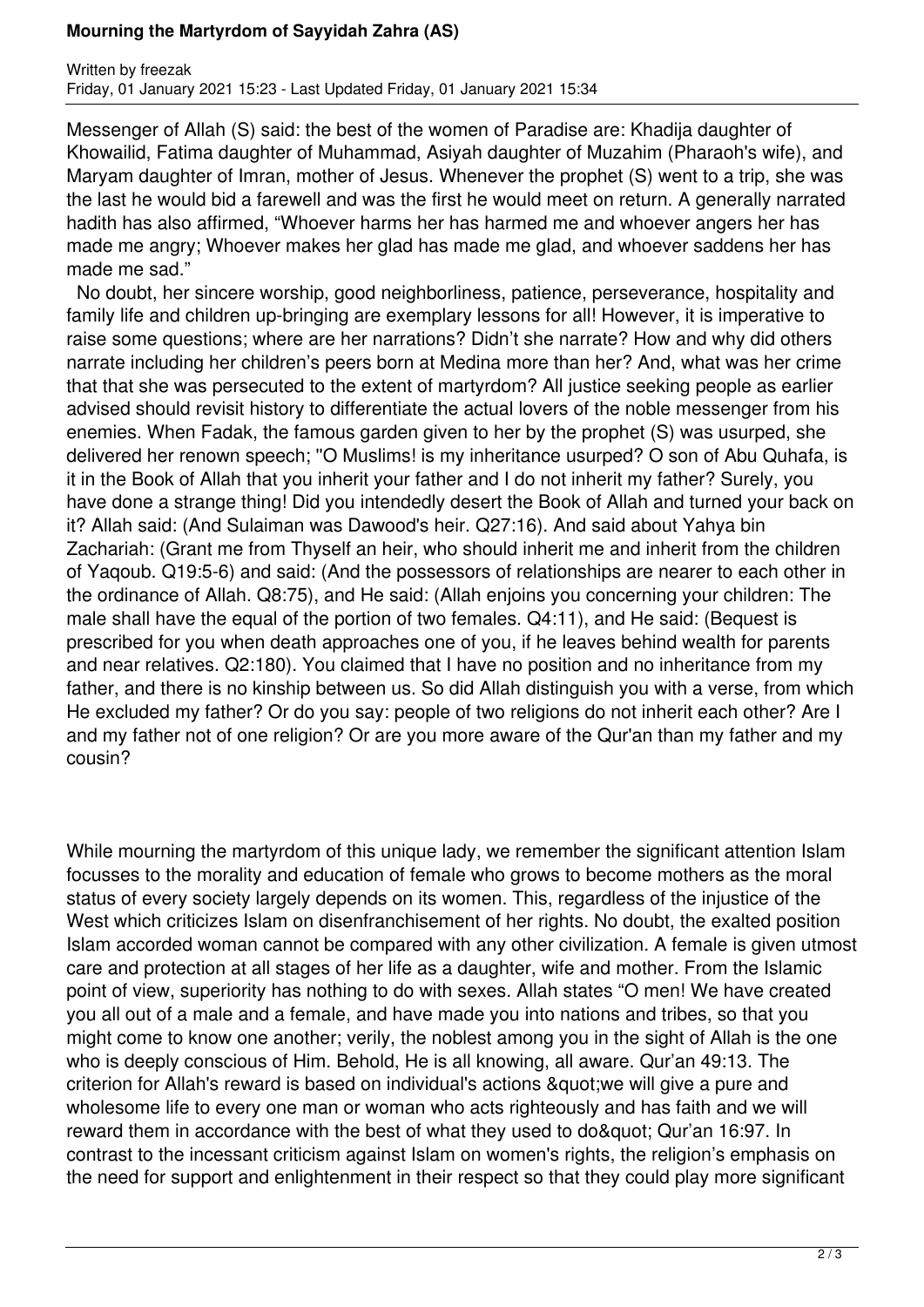Messenger of Allah (S) said: the best of the women of Paradise are: Khadija daughter of Khowailid, Fatima daughter of Muhammad, Asiyah daughter of Muzahim (Pharaoh's wife), and Maryam daughter of Imran, mother of Jesus. Whenever the prophet (S) went to a trip, she was the last he would bid a farewell and was the first he would meet on return. A generally narrated hadith has also affirmed, "Whoever harms her has harmed me and whoever angers her has made me angry; Whoever makes her glad has made me glad, and whoever saddens her has made me sad."

No doubt, her sincere worship, good neighborliness, patience, perseverance, hospitality and family life and children up-bringing are exemplary lessons for all! However, it is imperative to raise some questions; where are her narrations? Didn't she narrate? How and why did others narrate including her children's peers born at Medina more than her? And, what was her crime that that she was persecuted to the extent of martyrdom? All justice seeking people as earlier advised should revisit history to differentiate the actual lovers of the noble messenger from his enemies. When Fadak, the famous garden given to her by the prophet (S) was usurped, she delivered her renown speech; "O Muslims! is my inheritance usurped? O son of Abu Quhafa, is it in the Book of Allah that you inherit your father and I do not inherit my father? Surely, you have done a strange thing! Did you intendedly desert the Book of Allah and turned your back on it? Allah said: (And Sulaiman was Dawood's heir. Q27:16). And said about Yahya bin Zachariah: (Grant me from Thyself an heir, who should inherit me and inherit from the children of Yaqoub. Q19:5-6) and said: (And the possessors of relationships are nearer to each other in the ordinance of Allah. Q8:75), and He said: (Allah enjoins you concerning your children: The male shall have the equal of the portion of two females. Q4:11), and He said: (Bequest is prescribed for you when death approaches one of you, if he leaves behind wealth for parents and near relatives. Q2:180). You claimed that I have no position and no inheritance from my father, and there is no kinship between us. So did Allah distinguish you with a verse, from which He excluded my father? Or do you say: people of two religions do not inherit each other? Are I and my father not of one religion? Or are you more aware of the Qur'an than my father and my cousin?

While mourning the martyrdom of this unique lady, we remember the significant attention Islam focusses to the morality and education of female who grows to become mothers as the moral status of every society largely depends on its women. This, regardless of the injustice of the West which criticizes Islam on disenfranchisement of her rights. No doubt, the exalted position Islam accorded woman cannot be compared with any other civilization. A female is given utmost care and protection at all stages of her life as a daughter, wife and mother. From the Islamic point of view, superiority has nothing to do with sexes. Allah states "O men! We have created you all out of a male and a female, and have made you into nations and tribes, so that you might come to know one another; verily, the noblest among you in the sight of Allah is the one who is deeply conscious of Him. Behold, He is all knowing, all aware. Qur'an 49:13. The criterion for Allah's reward is based on individual's actions &quot;we will give a pure and wholesome life to every one man or woman who acts righteously and has faith and we will reward them in accordance with the best of what they used to do&quot; Qur'an 16:97. In contrast to the incessant criticism against Islam on women's rights, the religion's emphasis on the need for support and enlightenment in their respect so that they could play more significant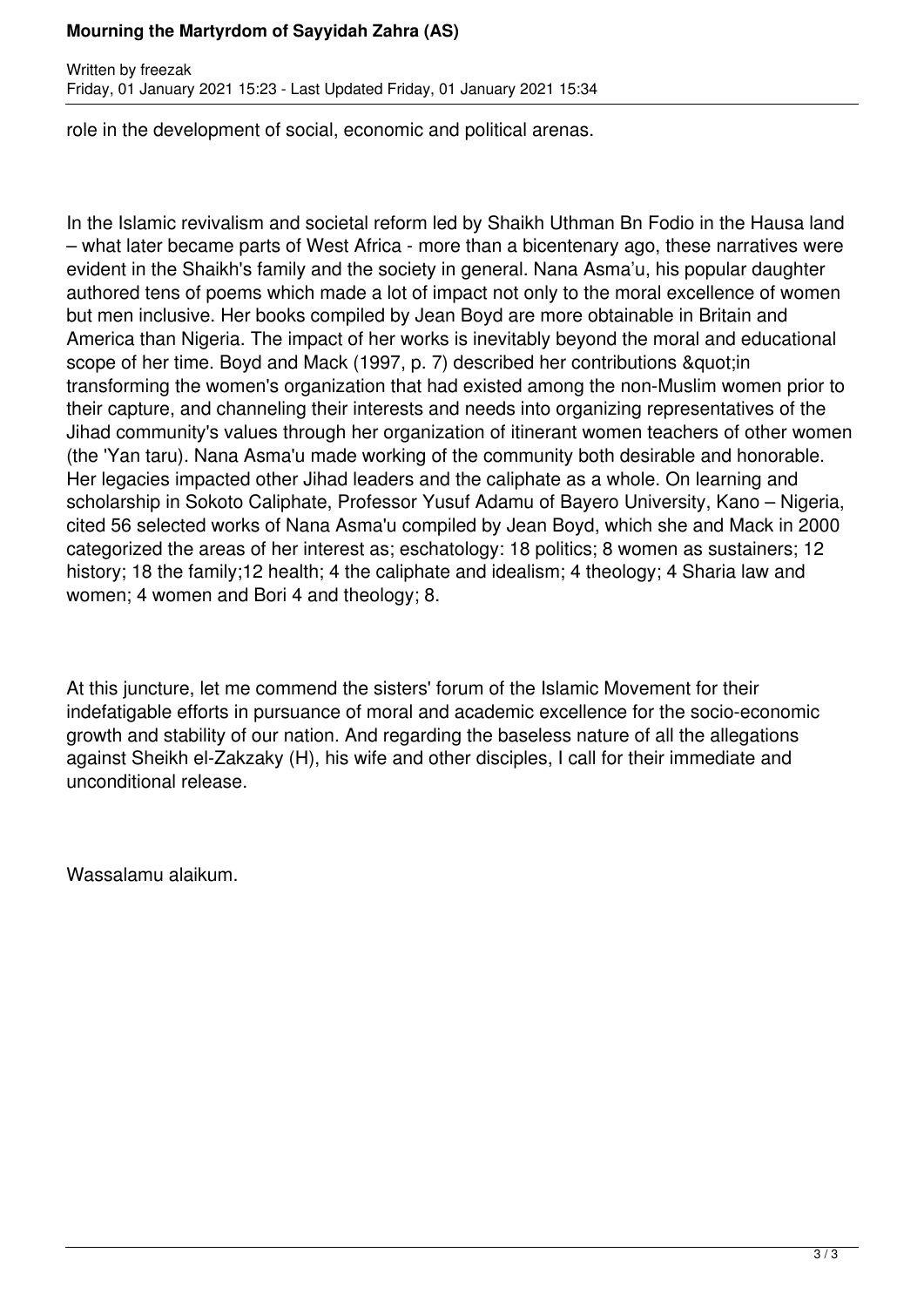role in the development of social, economic and political arenas.

In the Islamic revivalism and societal reform led by Shaikh Uthman Bn Fodio in the Hausa land – what later became parts of West Africa - more than a bicentenary ago, these narratives were evident in the Shaikh's family and the society in general. Nana Asma'u, his popular daughter authored tens of poems which made a lot of impact not only to the moral excellence of women but men inclusive. Her books compiled by Jean Boyd are more obtainable in Britain and America than Nigeria. The impact of her works is inevitably beyond the moral and educational scope of her time. Boyd and Mack (1997, p. 7) described her contributions &quot;in transforming the women's organization that had existed among the non-Muslim women prior to their capture, and channeling their interests and needs into organizing representatives of the Jihad community's values through her organization of itinerant women teachers of other women (the 'Yan taru). Nana Asma'u made working of the community both desirable and honorable. Her legacies impacted other Jihad leaders and the caliphate as a whole. On learning and scholarship in Sokoto Caliphate, Professor Yusuf Adamu of Bayero University, Kano – Nigeria, cited 56 selected works of Nana Asma'u compiled by Jean Boyd, which she and Mack in 2000 categorized the areas of her interest as; eschatology: 18 politics; 8 women as sustainers; 12 history; 18 the family;12 health; 4 the caliphate and idealism; 4 theology; 4 Sharia law and women; 4 women and Bori 4 and theology; 8.

At this juncture, let me commend the sisters' forum of the Islamic Movement for their indefatigable efforts in pursuance of moral and academic excellence for the socio-economic growth and stability of our nation. And regarding the baseless nature of all the allegations against Sheikh el-Zakzaky (H), his wife and other disciples, I call for their immediate and unconditional release.

Wassalamu alaikum.